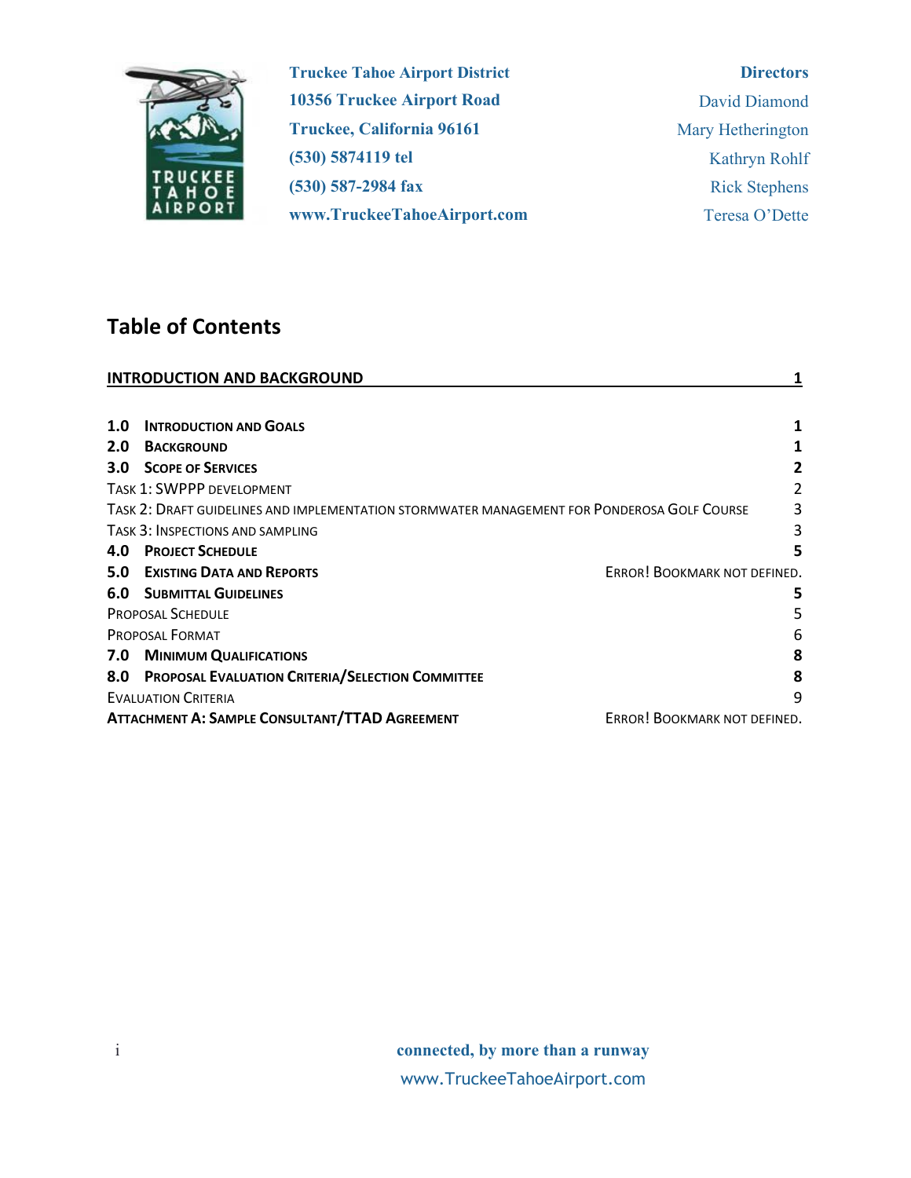**Truckee Tahoe Airport District**
**10356 Truckee Airport Road**
**Truckee, California 96161**
**(530) 5874119 tel**
**(530) 587-2984 fax**
**www.TruckeeTahoeAirport.com**

**Directors**
David Diamond
Mary Hetherington
Kathryn Rohlf
Rick Stephens
Teresa O'Dette

## Table of Contents

| | |
|---|---|
| **INTRODUCTION AND BACKGROUND** | **1** |
| **1.0 INTRODUCTION AND GOALS** | **1** |
| **2.0 BACKGROUND** | **1** |
| **3.0 SCOPE OF SERVICES** | **2** |
| TASK 1: SWPPP DEVELOPMENT | 2 |
| TASK 2: DRAFT GUIDELINES AND IMPLEMENTATION STORMWATER MANAGEMENT FOR PONDEROSA GOLF COURSE | 3 |
| TASK 3: INSPECTIONS AND SAMPLING | 3 |
| **4.0 PROJECT SCHEDULE** | **5** |
| **5.0 EXISTING DATA AND REPORTS** | ERROR! BOOKMARK NOT DEFINED. |
| **6.0 SUBMITTAL GUIDELINES** | **5** |
| PROPOSAL SCHEDULE | 5 |
| PROPOSAL FORMAT | 6 |
| **7.0 MINIMUM QUALIFICATIONS** | **8** |
| **8.0 PROPOSAL EVALUATION CRITERIA/SELECTION COMMITTEE** | **8** |
| EVALUATION CRITERIA | 9 |
| **ATTACHMENT A: SAMPLE CONSULTANT/TTAD AGREEMENT** | ERROR! BOOKMARK NOT DEFINED. |

**connected, by more than a runway**
www.TruckeeTahoeAirport.com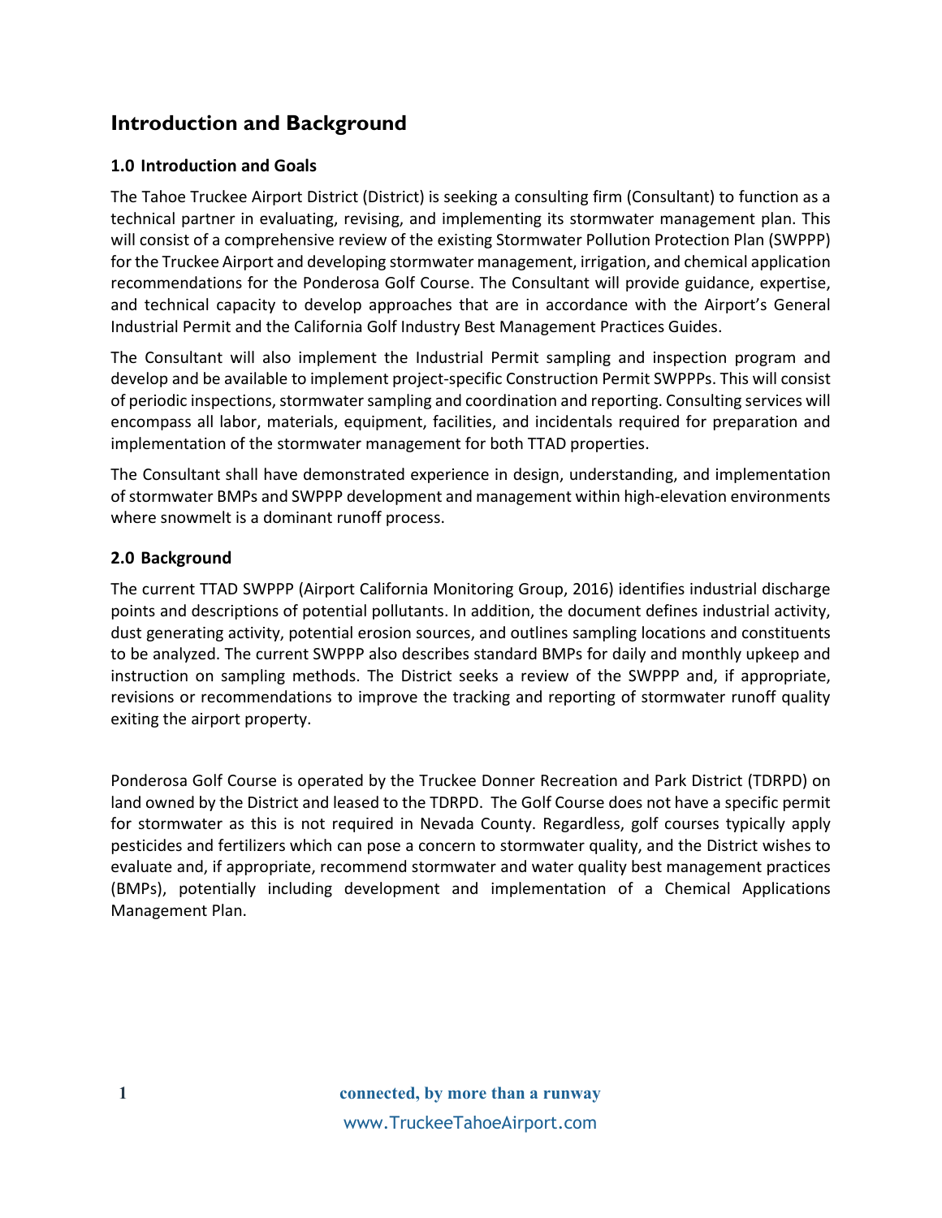# Introduction and Background

## 1.0 Introduction and Goals

The Tahoe Truckee Airport District (District) is seeking a consulting firm (Consultant) to function as a technical partner in evaluating, revising, and implementing its stormwater management plan. This will consist of a comprehensive review of the existing Stormwater Pollution Protection Plan (SWPPP) for the Truckee Airport and developing stormwater management, irrigation, and chemical application recommendations for the Ponderosa Golf Course. The Consultant will provide guidance, expertise, and technical capacity to develop approaches that are in accordance with the Airport's General Industrial Permit and the California Golf Industry Best Management Practices Guides.

The Consultant will also implement the Industrial Permit sampling and inspection program and develop and be available to implement project-specific Construction Permit SWPPPs. This will consist of periodic inspections, stormwater sampling and coordination and reporting. Consulting services will encompass all labor, materials, equipment, facilities, and incidentals required for preparation and implementation of the stormwater management for both TTAD properties.

The Consultant shall have demonstrated experience in design, understanding, and implementation of stormwater BMPs and SWPPP development and management within high-elevation environments where snowmelt is a dominant runoff process.

## 2.0 Background

The current TTAD SWPPP (Airport California Monitoring Group, 2016) identifies industrial discharge points and descriptions of potential pollutants. In addition, the document defines industrial activity, dust generating activity, potential erosion sources, and outlines sampling locations and constituents to be analyzed. The current SWPPP also describes standard BMPs for daily and monthly upkeep and instruction on sampling methods. The District seeks a review of the SWPPP and, if appropriate, revisions or recommendations to improve the tracking and reporting of stormwater runoff quality exiting the airport property.

Ponderosa Golf Course is operated by the Truckee Donner Recreation and Park District (TDRPD) on land owned by the District and leased to the TDRPD. The Golf Course does not have a specific permit for stormwater as this is not required in Nevada County. Regardless, golf courses typically apply pesticides and fertilizers which can pose a concern to stormwater quality, and the District wishes to evaluate and, if appropriate, recommend stormwater and water quality best management practices (BMPs), potentially including development and implementation of a Chemical Applications Management Plan.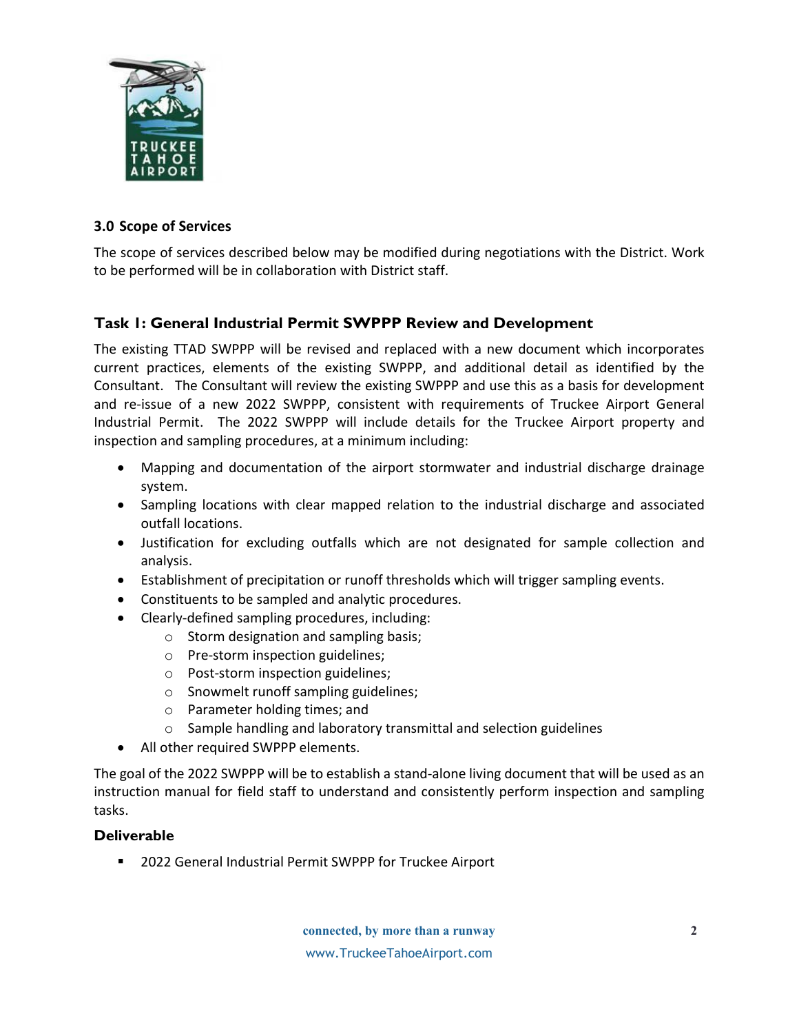## 3.0 Scope of Services

The scope of services described below may be modified during negotiations with the District. Work to be performed will be in collaboration with District staff.

### Task 1: General Industrial Permit SWPPP Review and Development

The existing TTAD SWPPP will be revised and replaced with a new document which incorporates current practices, elements of the existing SWPPP, and additional detail as identified by the Consultant. The Consultant will review the existing SWPPP and use this as a basis for development and re-issue of a new 2022 SWPPP, consistent with requirements of Truckee Airport General Industrial Permit. The 2022 SWPPP will include details for the Truckee Airport property and inspection and sampling procedures, at a minimum including:

- Mapping and documentation of the airport stormwater and industrial discharge drainage system.
- Sampling locations with clear mapped relation to the industrial discharge and associated outfall locations.
- Justification for excluding outfalls which are not designated for sample collection and analysis.
- Establishment of precipitation or runoff thresholds which will trigger sampling events.
- Constituents to be sampled and analytic procedures.
- Clearly-defined sampling procedures, including:
  - Storm designation and sampling basis;
  - Pre-storm inspection guidelines;
  - Post-storm inspection guidelines;
  - Snowmelt runoff sampling guidelines;
  - Parameter holding times; and
  - Sample handling and laboratory transmittal and selection guidelines
- All other required SWPPP elements.

The goal of the 2022 SWPPP will be to establish a stand-alone living document that will be used as an instruction manual for field staff to understand and consistently perform inspection and sampling tasks.

#### Deliverable

- 2022 General Industrial Permit SWPPP for Truckee Airport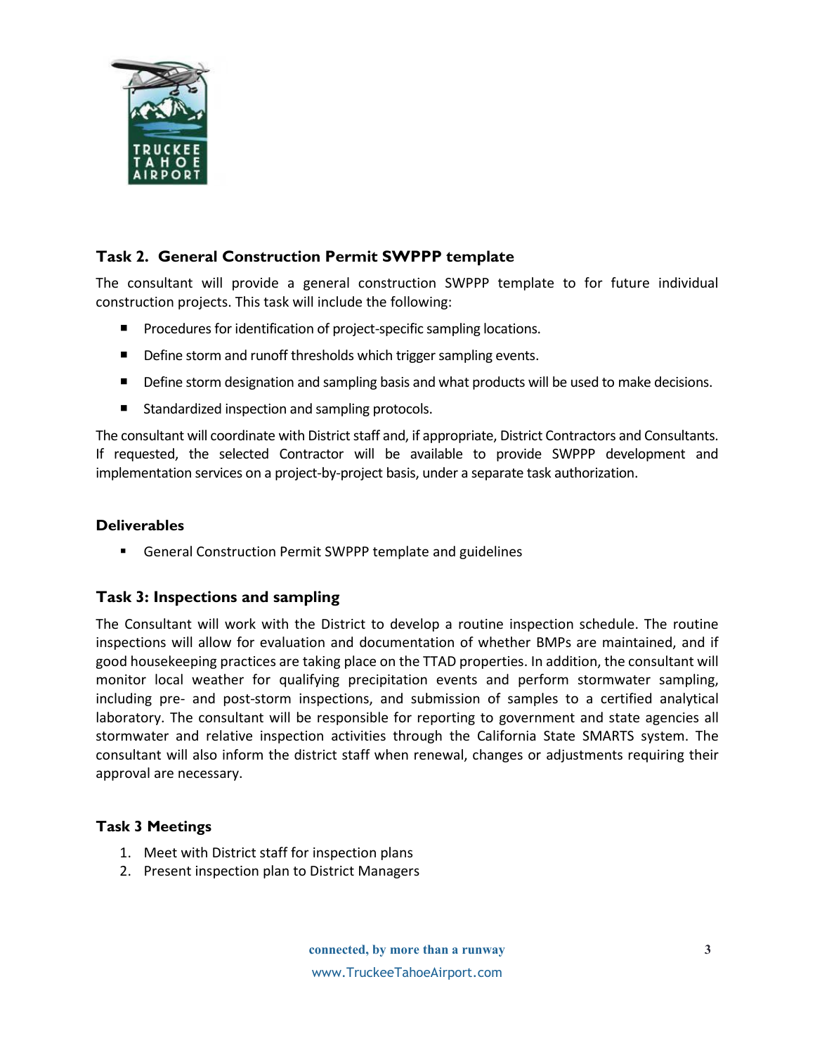### Task 2. General Construction Permit SWPPP template

The consultant will provide a general construction SWPPP template to for future individual construction projects. This task will include the following:

- Procedures for identification of project-specific sampling locations.
- Define storm and runoff thresholds which trigger sampling events.
- Define storm designation and sampling basis and what products will be used to make decisions.
- Standardized inspection and sampling protocols.

The consultant will coordinate with District staff and, if appropriate, District Contractors and Consultants. If requested, the selected Contractor will be available to provide SWPPP development and implementation services on a project-by-project basis, under a separate task authorization.

#### Deliverables

- General Construction Permit SWPPP template and guidelines

### Task 3: Inspections and sampling

The Consultant will work with the District to develop a routine inspection schedule. The routine inspections will allow for evaluation and documentation of whether BMPs are maintained, and if good housekeeping practices are taking place on the TTAD properties. In addition, the consultant will monitor local weather for qualifying precipitation events and perform stormwater sampling, including pre- and post-storm inspections, and submission of samples to a certified analytical laboratory. The consultant will be responsible for reporting to government and state agencies all stormwater and relative inspection activities through the California State SMARTS system. The consultant will also inform the district staff when renewal, changes or adjustments requiring their approval are necessary.

#### Task 3 Meetings

1. Meet with District staff for inspection plans
2. Present inspection plan to District Managers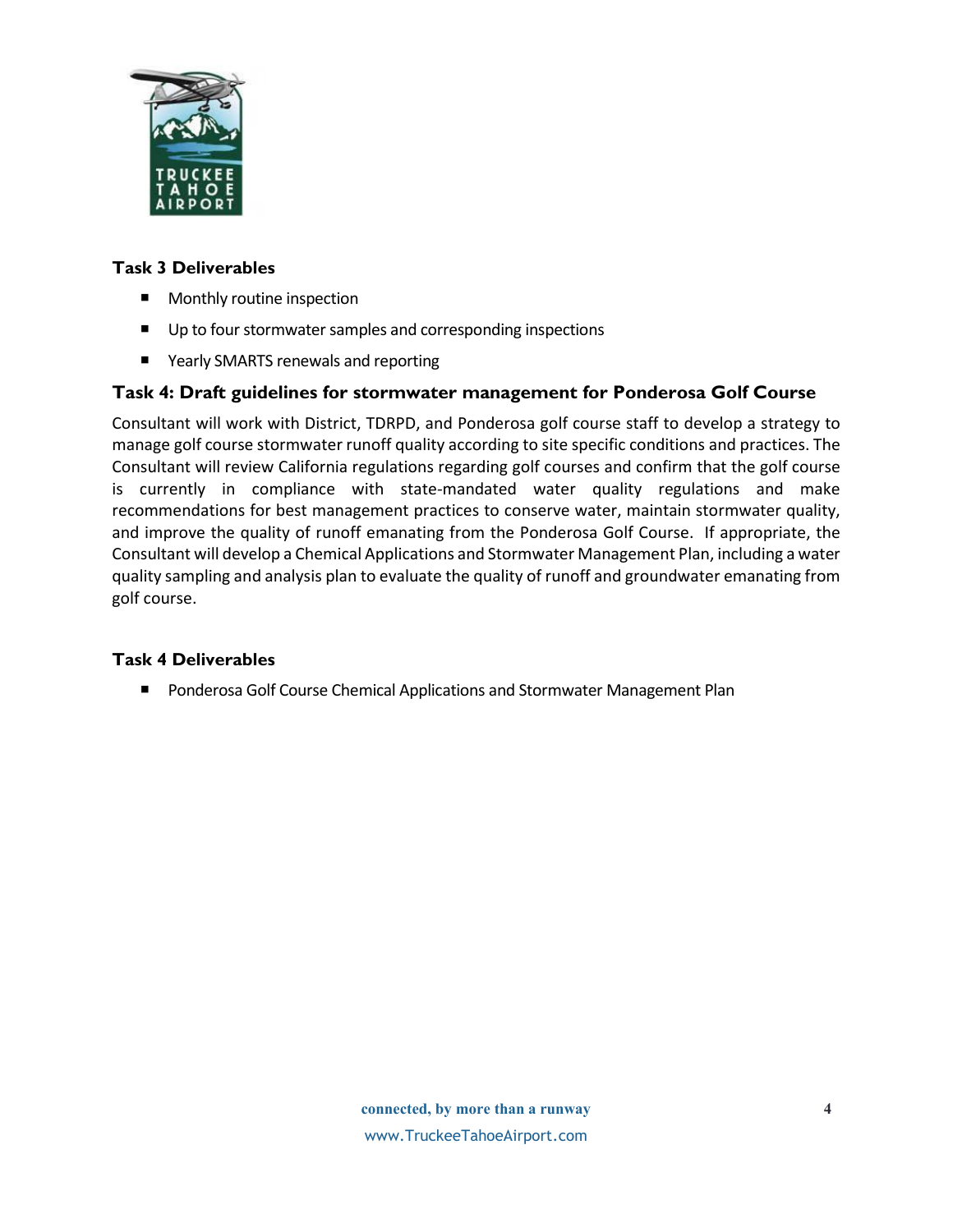### Task 3 Deliverables

- Monthly routine inspection
- Up to four stormwater samples and corresponding inspections
- Yearly SMARTS renewals and reporting

### Task 4: Draft guidelines for stormwater management for Ponderosa Golf Course

Consultant will work with District, TDRPD, and Ponderosa golf course staff to develop a strategy to manage golf course stormwater runoff quality according to site specific conditions and practices. The Consultant will review California regulations regarding golf courses and confirm that the golf course is currently in compliance with state-mandated water quality regulations and make recommendations for best management practices to conserve water, maintain stormwater quality, and improve the quality of runoff emanating from the Ponderosa Golf Course. If appropriate, the Consultant will develop a Chemical Applications and Stormwater Management Plan, including a water quality sampling and analysis plan to evaluate the quality of runoff and groundwater emanating from golf course.

### Task 4 Deliverables

- Ponderosa Golf Course Chemical Applications and Stormwater Management Plan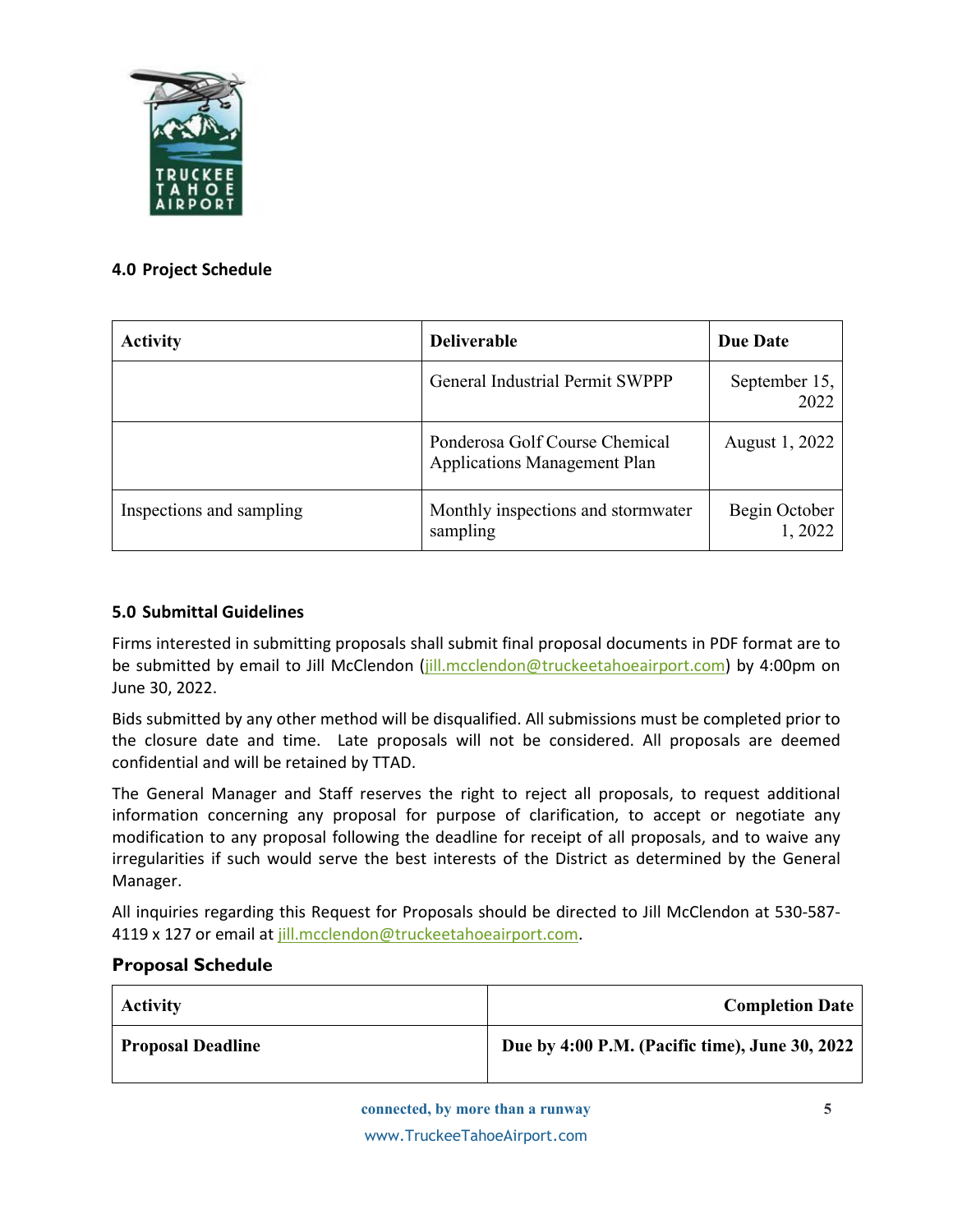## 4.0 Project Schedule

| Activity | Deliverable | Due Date |
| --- | --- | --- |
| | General Industrial Permit SWPPP | September 15, 2022 |
| | Ponderosa Golf Course Chemical Applications Management Plan | August 1, 2022 |
| Inspections and sampling | Monthly inspections and stormwater sampling | Begin October 1, 2022 |

## 5.0 Submittal Guidelines

Firms interested in submitting proposals shall submit final proposal documents in PDF format are to be submitted by email to Jill McClendon (jill.mcclendon@truckeetahoeairport.com) by 4:00pm on June 30, 2022.

Bids submitted by any other method will be disqualified. All submissions must be completed prior to the closure date and time. Late proposals will not be considered. All proposals are deemed confidential and will be retained by TTAD.

The General Manager and Staff reserves the right to reject all proposals, to request additional information concerning any proposal for purpose of clarification, to accept or negotiate any modification to any proposal following the deadline for receipt of all proposals, and to waive any irregularities if such would serve the best interests of the District as determined by the General Manager.

All inquiries regarding this Request for Proposals should be directed to Jill McClendon at 530-587-4119 x 127 or email at jill.mcclendon@truckeetahoeairport.com.

### Proposal Schedule

| Activity | Completion Date |
| --- | --- |
| **Proposal Deadline** | **Due by 4:00 P.M. (Pacific time), June 30, 2022** |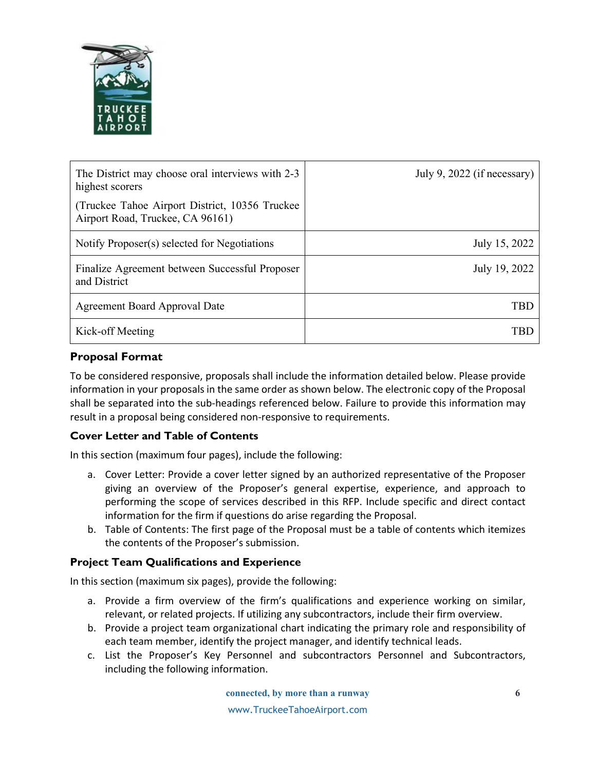| The District may choose oral interviews with 2-3 highest scorers (Truckee Tahoe Airport District, 10356 Truckee Airport Road, Truckee, CA 96161) | July 9, 2022 (if necessary) |
|---|---|
| Notify Proposer(s) selected for Negotiations | July 15, 2022 |
| Finalize Agreement between Successful Proposer and District | July 19, 2022 |
| Agreement Board Approval Date | TBD |
| Kick-off Meeting | TBD |

### Proposal Format

To be considered responsive, proposals shall include the information detailed below. Please provide information in your proposals in the same order as shown below. The electronic copy of the Proposal shall be separated into the sub-headings referenced below. Failure to provide this information may result in a proposal being considered non-responsive to requirements.

### Cover Letter and Table of Contents

In this section (maximum four pages), include the following:

a. Cover Letter: Provide a cover letter signed by an authorized representative of the Proposer giving an overview of the Proposer's general expertise, experience, and approach to performing the scope of services described in this RFP. Include specific and direct contact information for the firm if questions do arise regarding the Proposal.
b. Table of Contents: The first page of the Proposal must be a table of contents which itemizes the contents of the Proposer's submission.

### Project Team Qualifications and Experience

In this section (maximum six pages), provide the following:

a. Provide a firm overview of the firm's qualifications and experience working on similar, relevant, or related projects. If utilizing any subcontractors, include their firm overview.
b. Provide a project team organizational chart indicating the primary role and responsibility of each team member, identify the project manager, and identify technical leads.
c. List the Proposer's Key Personnel and subcontractors Personnel and Subcontractors, including the following information.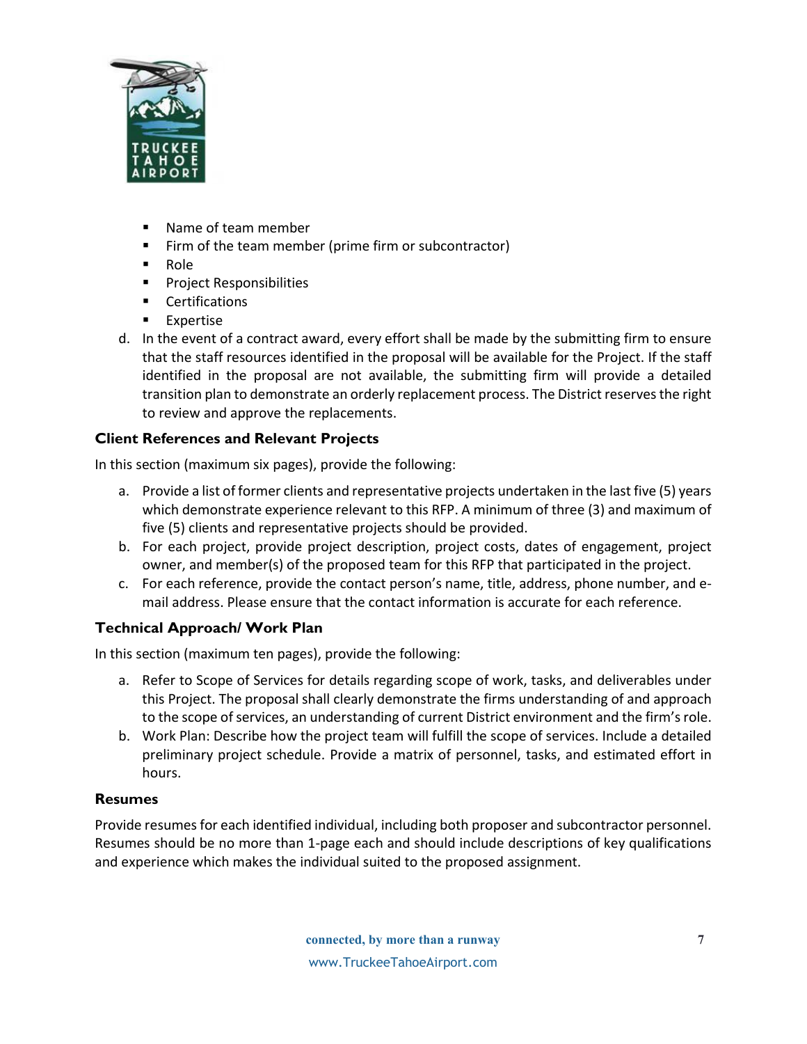- Name of team member
- Firm of the team member (prime firm or subcontractor)
- Role
- Project Responsibilities
- Certifications
- Expertise

d. In the event of a contract award, every effort shall be made by the submitting firm to ensure that the staff resources identified in the proposal will be available for the Project. If the staff identified in the proposal are not available, the submitting firm will provide a detailed transition plan to demonstrate an orderly replacement process. The District reserves the right to review and approve the replacements.

**Client References and Relevant Projects**

In this section (maximum six pages), provide the following:

a. Provide a list of former clients and representative projects undertaken in the last five (5) years which demonstrate experience relevant to this RFP. A minimum of three (3) and maximum of five (5) clients and representative projects should be provided.
b. For each project, provide project description, project costs, dates of engagement, project owner, and member(s) of the proposed team for this RFP that participated in the project.
c. For each reference, provide the contact person's name, title, address, phone number, and e-mail address. Please ensure that the contact information is accurate for each reference.

**Technical Approach/ Work Plan**

In this section (maximum ten pages), provide the following:

a. Refer to Scope of Services for details regarding scope of work, tasks, and deliverables under this Project. The proposal shall clearly demonstrate the firms understanding of and approach to the scope of services, an understanding of current District environment and the firm's role.
b. Work Plan: Describe how the project team will fulfill the scope of services. Include a detailed preliminary project schedule. Provide a matrix of personnel, tasks, and estimated effort in hours.

**Resumes**

Provide resumes for each identified individual, including both proposer and subcontractor personnel. Resumes should be no more than 1-page each and should include descriptions of key qualifications and experience which makes the individual suited to the proposed assignment.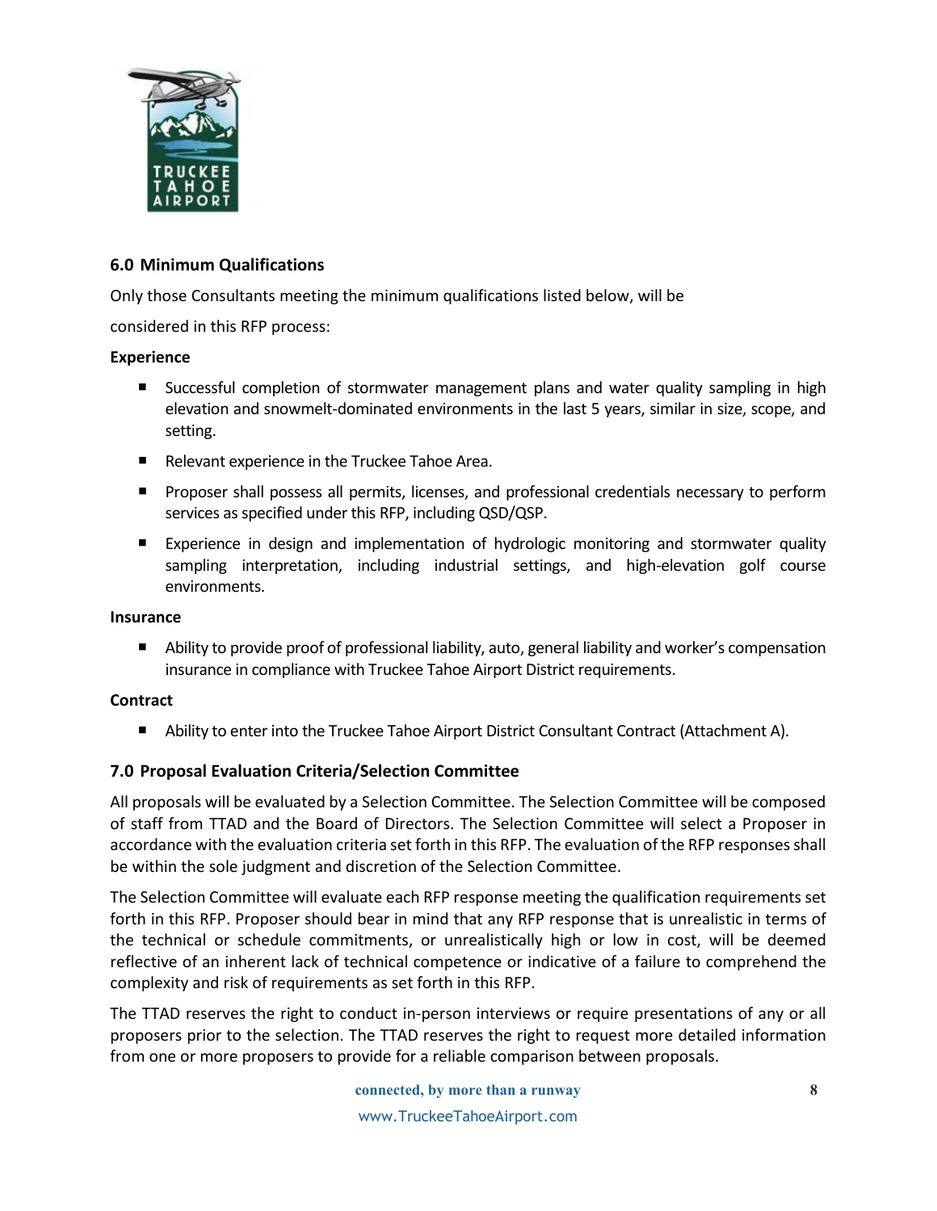## 6.0 Minimum Qualifications

Only those Consultants meeting the minimum qualifications listed below, will be considered in this RFP process:

**Experience**

- Successful completion of stormwater management plans and water quality sampling in high elevation and snowmelt-dominated environments in the last 5 years, similar in size, scope, and setting.
- Relevant experience in the Truckee Tahoe Area.
- Proposer shall possess all permits, licenses, and professional credentials necessary to perform services as specified under this RFP, including QSD/QSP.
- Experience in design and implementation of hydrologic monitoring and stormwater quality sampling interpretation, including industrial settings, and high-elevation golf course environments.

**Insurance**

- Ability to provide proof of professional liability, auto, general liability and worker's compensation insurance in compliance with Truckee Tahoe Airport District requirements.

**Contract**

- Ability to enter into the Truckee Tahoe Airport District Consultant Contract (Attachment A).

## 7.0 Proposal Evaluation Criteria/Selection Committee

All proposals will be evaluated by a Selection Committee. The Selection Committee will be composed of staff from TTAD and the Board of Directors. The Selection Committee will select a Proposer in accordance with the evaluation criteria set forth in this RFP. The evaluation of the RFP responses shall be within the sole judgment and discretion of the Selection Committee.

The Selection Committee will evaluate each RFP response meeting the qualification requirements set forth in this RFP. Proposer should bear in mind that any RFP response that is unrealistic in terms of the technical or schedule commitments, or unrealistically high or low in cost, will be deemed reflective of an inherent lack of technical competence or indicative of a failure to comprehend the complexity and risk of requirements as set forth in this RFP.

The TTAD reserves the right to conduct in-person interviews or require presentations of any or all proposers prior to the selection. The TTAD reserves the right to request more detailed information from one or more proposers to provide for a reliable comparison between proposals.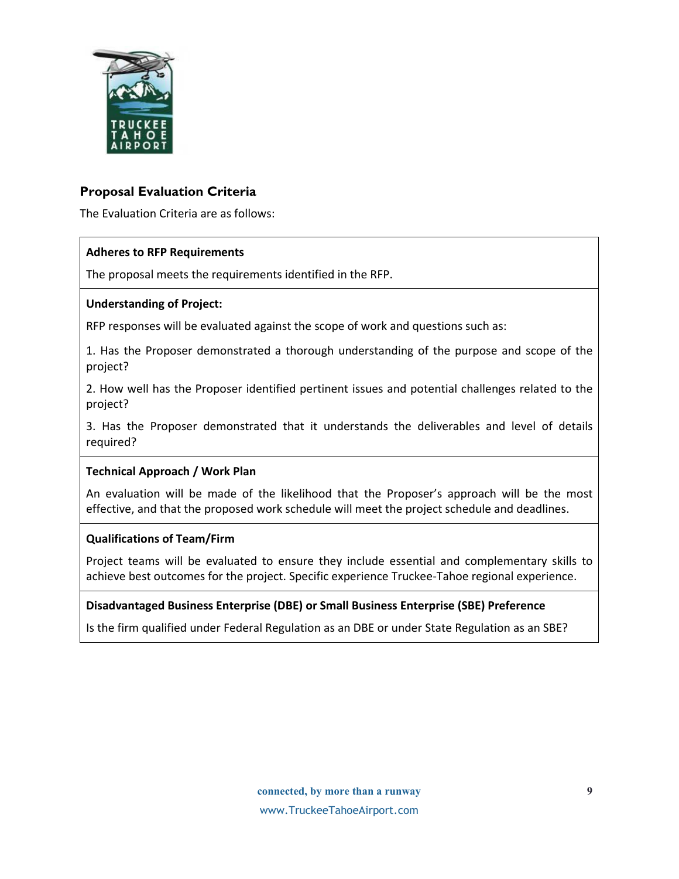## Proposal Evaluation Criteria

The Evaluation Criteria are as follows:

| **Adheres to RFP Requirements** |
| --- |
| The proposal meets the requirements identified in the RFP. |
| **Understanding of Project:**<br><br>RFP responses will be evaluated against the scope of work and questions such as:<br><br>1. Has the Proposer demonstrated a thorough understanding of the purpose and scope of the project?<br><br>2. How well has the Proposer identified pertinent issues and potential challenges related to the project?<br><br>3. Has the Proposer demonstrated that it understands the deliverables and level of details required? |
| **Technical Approach / Work Plan**<br><br>An evaluation will be made of the likelihood that the Proposer's approach will be the most effective, and that the proposed work schedule will meet the project schedule and deadlines. |
| **Qualifications of Team/Firm**<br><br>Project teams will be evaluated to ensure they include essential and complementary skills to achieve best outcomes for the project. Specific experience Truckee-Tahoe regional experience. |
| **Disadvantaged Business Enterprise (DBE) or Small Business Enterprise (SBE) Preference**<br><br>Is the firm qualified under Federal Regulation as an DBE or under State Regulation as an SBE? |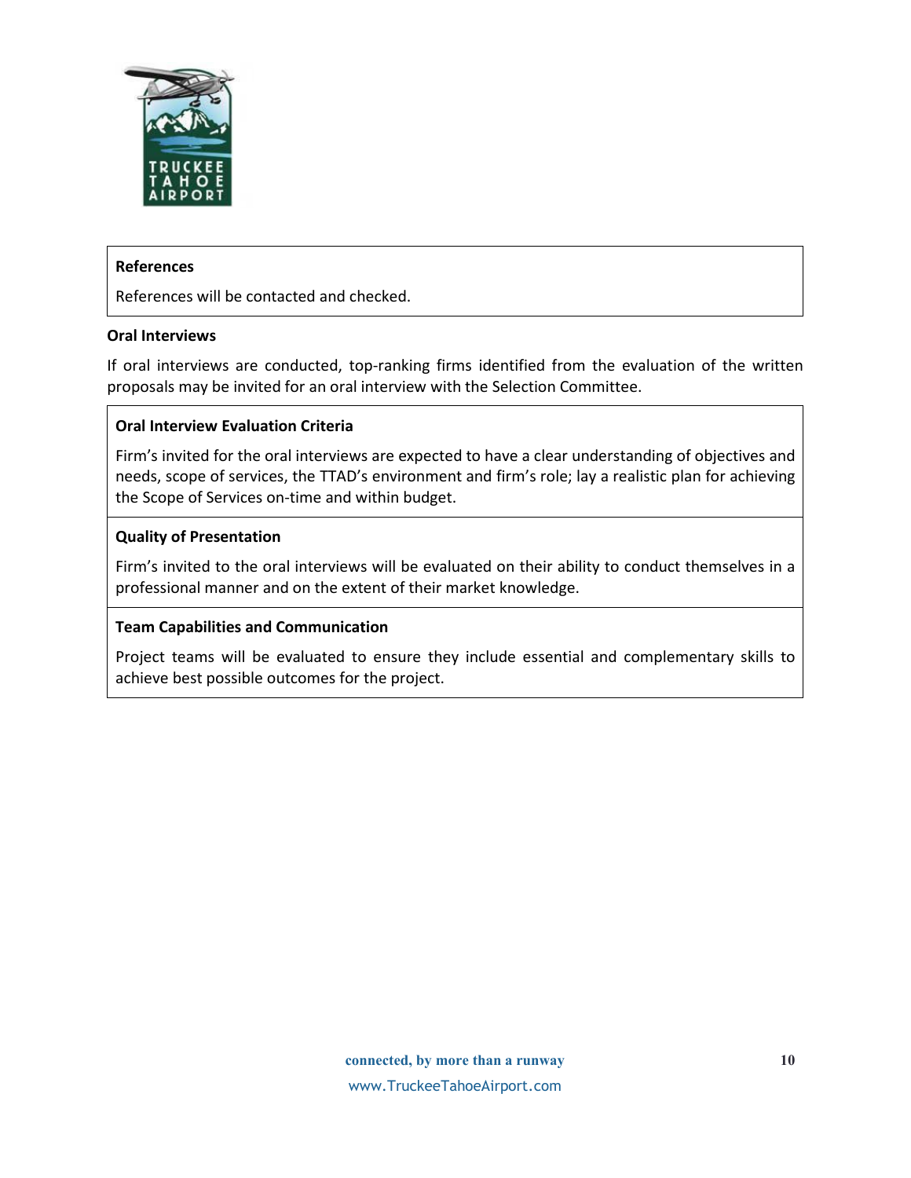**References**

References will be contacted and checked.

**Oral Interviews**

If oral interviews are conducted, top-ranking firms identified from the evaluation of the written proposals may be invited for an oral interview with the Selection Committee.

**Oral Interview Evaluation Criteria**

Firm's invited for the oral interviews are expected to have a clear understanding of objectives and needs, scope of services, the TTAD's environment and firm's role; lay a realistic plan for achieving the Scope of Services on-time and within budget.

**Quality of Presentation**

Firm's invited to the oral interviews will be evaluated on their ability to conduct themselves in a professional manner and on the extent of their market knowledge.

**Team Capabilities and Communication**

Project teams will be evaluated to ensure they include essential and complementary skills to achieve best possible outcomes for the project.